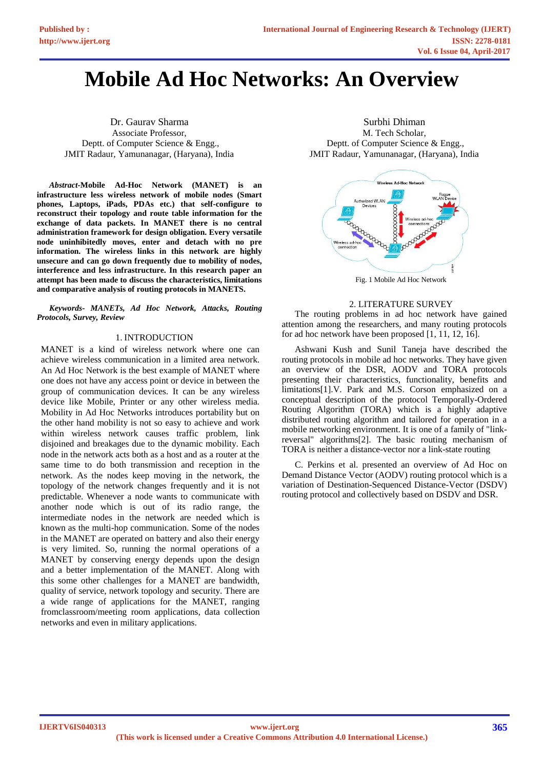# Mobile Ad Hoc Networks: An Overview

Dr. Gaurav Sharma
Associate Professor,
Deptt. of Computer Science & Engg.,
JMIT Radaur, Yamunanagar, (Haryana), India

Surbhi Dhiman
M. Tech Scholar,
Deptt. of Computer Science & Engg.,
JMIT Radaur, Yamunanagar, (Haryana), India

***Abstract*-Mobile Ad-Hoc Network (MANET) is an infrastructure less wireless network of mobile nodes (Smart phones, Laptops, iPads, PDAs etc.) that self-configure to reconstruct their topology and route table information for the exchange of data packets. In MANET there is no central administration framework for design obligation. Every versatile node uninhibitedly moves, enter and detach with no pre information. The wireless links in this network are highly unsecure and can go down frequently due to mobility of nodes, interference and less infrastructure. In this research paper an attempt has been made to discuss the characteristics, limitations and comparative analysis of routing protocols in MANETS.**

***Keywords- MANETs, Ad Hoc Network, Attacks, Routing Protocols, Survey, Review***

## 1. INTRODUCTION

MANET is a kind of wireless network where one can achieve wireless communication in a limited area network. An Ad Hoc Network is the best example of MANET where one does not have any access point or device in between the group of communication devices. It can be any wireless device like Mobile, Printer or any other wireless media. Mobility in Ad Hoc Networks introduces portability but on the other hand mobility is not so easy to achieve and work within wireless network causes traffic problem, link disjoined and breakages due to the dynamic mobility. Each node in the network acts both as a host and as a router at the same time to do both transmission and reception in the network. As the nodes keep moving in the network, the topology of the network changes frequently and it is not predictable. Whenever a node wants to communicate with another node which is out of its radio range, the intermediate nodes in the network are needed which is known as the multi-hop communication. Some of the nodes in the MANET are operated on battery and also their energy is very limited. So, running the normal operations of a MANET by conserving energy depends upon the design and a better implementation of the MANET. Along with this some other challenges for a MANET are bandwidth, quality of service, network topology and security. There are a wide range of applications for the MANET, ranging fromclassroom/meeting room applications, data collection networks and even in military applications.

Fig. 1 Mobile Ad Hoc Network

## 2. LITERATURE SURVEY

The routing problems in ad hoc network have gained attention among the researchers, and many routing protocols for ad hoc network have been proposed [1, 11, 12, 16].

Ashwani Kush and Sunil Taneja have described the routing protocols in mobile ad hoc networks. They have given an overview of the DSR, AODV and TORA protocols presenting their characteristics, functionality, benefits and limitations[1].V. Park and M.S. Corson emphasized on a conceptual description of the protocol Temporally-Ordered Routing Algorithm (TORA) which is a highly adaptive distributed routing algorithm and tailored for operation in a mobile networking environment. It is one of a family of "link-reversal" algorithms[2]. The basic routing mechanism of TORA is neither a distance-vector nor a link-state routing

C. Perkins et al. presented an overview of Ad Hoc on Demand Distance Vector (AODV) routing protocol which is a variation of Destination-Sequenced Distance-Vector (DSDV) routing protocol and collectively based on DSDV and DSR.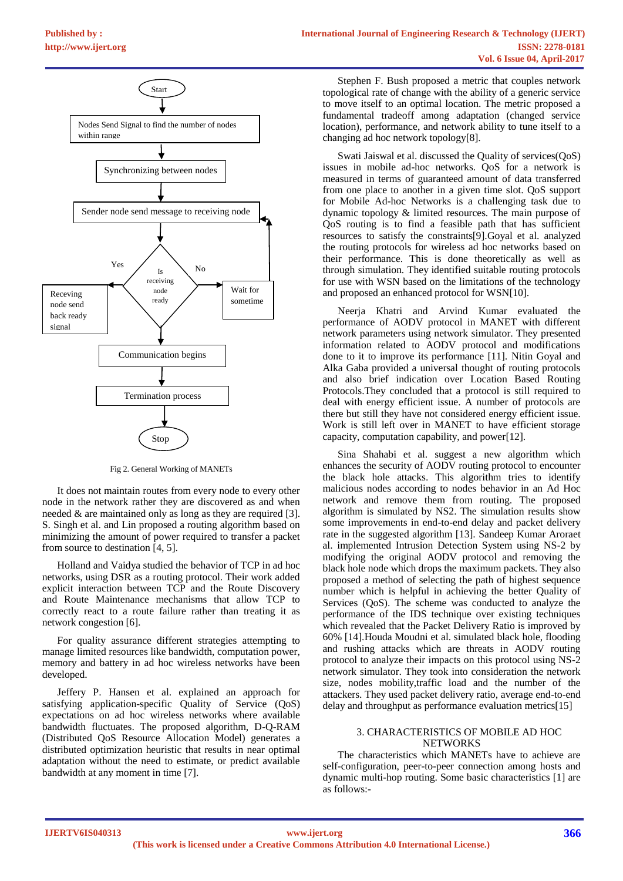Fig 2. General Working of MANETs

It does not maintain routes from every node to every other node in the network rather they are discovered as and when needed & are maintained only as long as they are required [3]. S. Singh et al. and Lin proposed a routing algorithm based on minimizing the amount of power required to transfer a packet from source to destination [4, 5].

Holland and Vaidya studied the behavior of TCP in ad hoc networks, using DSR as a routing protocol. Their work added explicit interaction between TCP and the Route Discovery and Route Maintenance mechanisms that allow TCP to correctly react to a route failure rather than treating it as network congestion [6].

For quality assurance different strategies attempting to manage limited resources like bandwidth, computation power, memory and battery in ad hoc wireless networks have been developed.

Jeffery P. Hansen et al. explained an approach for satisfying application-specific Quality of Service (QoS) expectations on ad hoc wireless networks where available bandwidth fluctuates. The proposed algorithm, D-Q-RAM (Distributed QoS Resource Allocation Model) generates a distributed optimization heuristic that results in near optimal adaptation without the need to estimate, or predict available bandwidth at any moment in time [7].

Stephen F. Bush proposed a metric that couples network topological rate of change with the ability of a generic service to move itself to an optimal location. The metric proposed a fundamental tradeoff among adaptation (changed service location), performance, and network ability to tune itself to a changing ad hoc network topology[8].

Swati Jaiswal et al. discussed the Quality of services(QoS) issues in mobile ad-hoc networks. QoS for a network is measured in terms of guaranteed amount of data transferred from one place to another in a given time slot. QoS support for Mobile Ad-hoc Networks is a challenging task due to dynamic topology & limited resources. The main purpose of QoS routing is to find a feasible path that has sufficient resources to satisfy the constraints[9].Goyal et al. analyzed the routing protocols for wireless ad hoc networks based on their performance. This is done theoretically as well as through simulation. They identified suitable routing protocols for use with WSN based on the limitations of the technology and proposed an enhanced protocol for WSN[10].

Neerja Khatri and Arvind Kumar evaluated the performance of AODV protocol in MANET with different network parameters using network simulator. They presented information related to AODV protocol and modifications done to it to improve its performance [11]. Nitin Goyal and Alka Gaba provided a universal thought of routing protocols and also brief indication over Location Based Routing Protocols.They concluded that a protocol is still required to deal with energy efficient issue. A number of protocols are there but still they have not considered energy efficient issue. Work is still left over in MANET to have efficient storage capacity, computation capability, and power[12].

Sina Shahabi et al. suggest a new algorithm which enhances the security of AODV routing protocol to encounter the black hole attacks. This algorithm tries to identify malicious nodes according to nodes behavior in an Ad Hoc network and remove them from routing. The proposed algorithm is simulated by NS2. The simulation results show some improvements in end-to-end delay and packet delivery rate in the suggested algorithm [13]. Sandeep Kumar Aroraet al. implemented Intrusion Detection System using NS-2 by modifying the original AODV protocol and removing the black hole node which drops the maximum packets. They also proposed a method of selecting the path of highest sequence number which is helpful in achieving the better Quality of Services (QoS). The scheme was conducted to analyze the performance of the IDS technique over existing techniques which revealed that the Packet Delivery Ratio is improved by 60% [14].Houda Moudni et al. simulated black hole, flooding and rushing attacks which are threats in AODV routing protocol to analyze their impacts on this protocol using NS-2 network simulator. They took into consideration the network size, nodes mobility,traffic load and the number of the attackers. They used packet delivery ratio, average end-to-end delay and throughput as performance evaluation metrics[15]

## 3. CHARACTERISTICS OF MOBILE AD HOC NETWORKS

The characteristics which MANETs have to achieve are self-configuration, peer-to-peer connection among hosts and dynamic multi-hop routing. Some basic characteristics [1] are as follows:-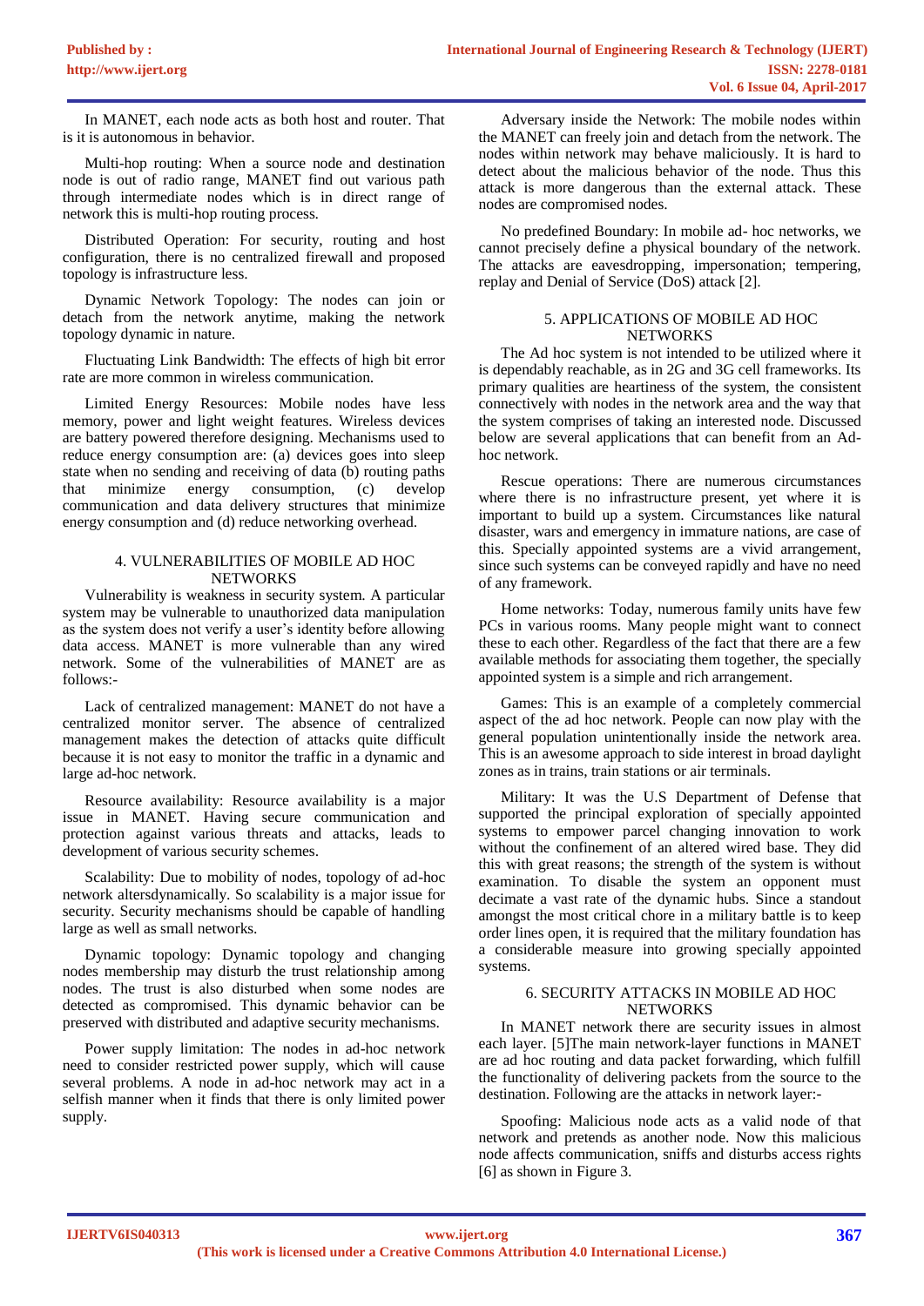In MANET, each node acts as both host and router. That is it is autonomous in behavior.

Multi-hop routing: When a source node and destination node is out of radio range, MANET find out various path through intermediate nodes which is in direct range of network this is multi-hop routing process.

Distributed Operation: For security, routing and host configuration, there is no centralized firewall and proposed topology is infrastructure less.

Dynamic Network Topology: The nodes can join or detach from the network anytime, making the network topology dynamic in nature.

Fluctuating Link Bandwidth: The effects of high bit error rate are more common in wireless communication.

Limited Energy Resources: Mobile nodes have less memory, power and light weight features. Wireless devices are battery powered therefore designing. Mechanisms used to reduce energy consumption are: (a) devices goes into sleep state when no sending and receiving of data (b) routing paths that minimize energy consumption, (c) develop communication and data delivery structures that minimize energy consumption and (d) reduce networking overhead.

## 4. VULNERABILITIES OF MOBILE AD HOC NETWORKS

Vulnerability is weakness in security system. A particular system may be vulnerable to unauthorized data manipulation as the system does not verify a user's identity before allowing data access. MANET is more vulnerable than any wired network. Some of the vulnerabilities of MANET are as follows:-

Lack of centralized management: MANET do not have a centralized monitor server. The absence of centralized management makes the detection of attacks quite difficult because it is not easy to monitor the traffic in a dynamic and large ad-hoc network.

Resource availability: Resource availability is a major issue in MANET. Having secure communication and protection against various threats and attacks, leads to development of various security schemes.

Scalability: Due to mobility of nodes, topology of ad-hoc network altersdynamically. So scalability is a major issue for security. Security mechanisms should be capable of handling large as well as small networks.

Dynamic topology: Dynamic topology and changing nodes membership may disturb the trust relationship among nodes. The trust is also disturbed when some nodes are detected as compromised. This dynamic behavior can be preserved with distributed and adaptive security mechanisms.

Power supply limitation: The nodes in ad-hoc network need to consider restricted power supply, which will cause several problems. A node in ad-hoc network may act in a selfish manner when it finds that there is only limited power supply.

Adversary inside the Network: The mobile nodes within the MANET can freely join and detach from the network. The nodes within network may behave maliciously. It is hard to detect about the malicious behavior of the node. Thus this attack is more dangerous than the external attack. These nodes are compromised nodes.

No predefined Boundary: In mobile ad- hoc networks, we cannot precisely define a physical boundary of the network. The attacks are eavesdropping, impersonation; tempering, replay and Denial of Service (DoS) attack [2].

## 5. APPLICATIONS OF MOBILE AD HOC NETWORKS

The Ad hoc system is not intended to be utilized where it is dependably reachable, as in 2G and 3G cell frameworks. Its primary qualities are heartiness of the system, the consistent connectively with nodes in the network area and the way that the system comprises of taking an interested node. Discussed below are several applications that can benefit from an Ad-hoc network.

Rescue operations: There are numerous circumstances where there is no infrastructure present, yet where it is important to build up a system. Circumstances like natural disaster, wars and emergency in immature nations, are case of this. Specially appointed systems are a vivid arrangement, since such systems can be conveyed rapidly and have no need of any framework.

Home networks: Today, numerous family units have few PCs in various rooms. Many people might want to connect these to each other. Regardless of the fact that there are a few available methods for associating them together, the specially appointed system is a simple and rich arrangement.

Games: This is an example of a completely commercial aspect of the ad hoc network. People can now play with the general population unintentionally inside the network area. This is an awesome approach to side interest in broad daylight zones as in trains, train stations or air terminals.

Military: It was the U.S Department of Defense that supported the principal exploration of specially appointed systems to empower parcel changing innovation to work without the confinement of an altered wired base. They did this with great reasons; the strength of the system is without examination. To disable the system an opponent must decimate a vast rate of the dynamic hubs. Since a standout amongst the most critical chore in a military battle is to keep order lines open, it is required that the military foundation has a considerable measure into growing specially appointed systems.

## 6. SECURITY ATTACKS IN MOBILE AD HOC NETWORKS

In MANET network there are security issues in almost each layer. [5]The main network-layer functions in MANET are ad hoc routing and data packet forwarding, which fulfill the functionality of delivering packets from the source to the destination. Following are the attacks in network layer:-

Spoofing: Malicious node acts as a valid node of that network and pretends as another node. Now this malicious node affects communication, sniffs and disturbs access rights [6] as shown in Figure 3.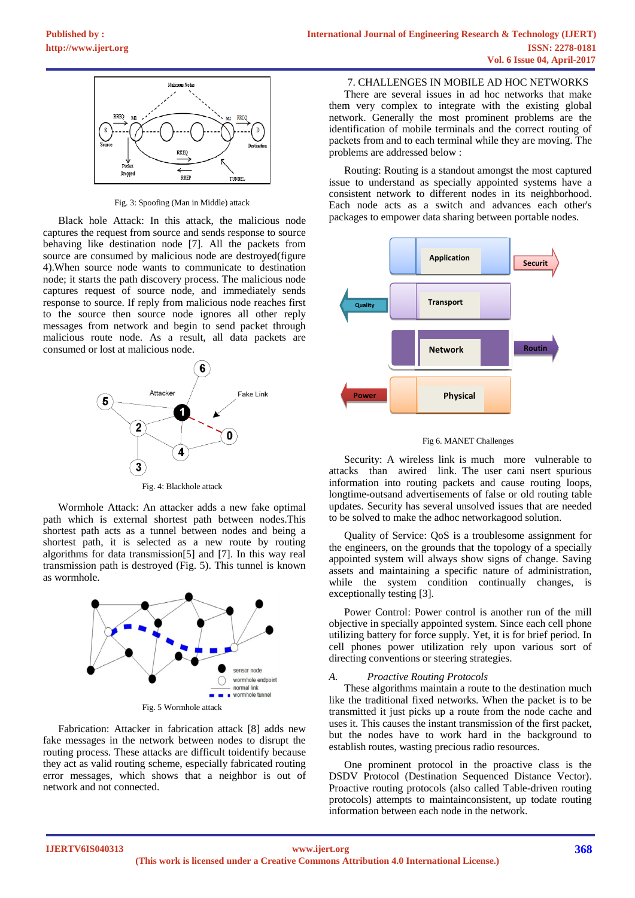Fig. 3: Spoofing (Man in Middle) attack

Black hole Attack: In this attack, the malicious node captures the request from source and sends response to source behaving like destination node [7]. All the packets from source are consumed by malicious node are destroyed(figure 4).When source node wants to communicate to destination node; it starts the path discovery process. The malicious node captures request of source, and immediately sends response to source. If reply from malicious node reaches first to the source then source node ignores all other reply messages from network and begin to send packet through malicious route node. As a result, all data packets are consumed or lost at malicious node.

Fig. 4: Blackhole attack

Wormhole Attack: An attacker adds a new fake optimal path which is external shortest path between nodes.This shortest path acts as a tunnel between nodes and being a shortest path, it is selected as a new route by routing algorithms for data transmission[5] and [7]. In this way real transmission path is destroyed (Fig. 5). This tunnel is known as wormhole.

Fig. 5 Wormhole attack

Fabrication: Attacker in fabrication attack [8] adds new fake messages in the network between nodes to disrupt the routing process. These attacks are difficult toidentify because they act as valid routing scheme, especially fabricated routing error messages, which shows that a neighbor is out of network and not connected.

## 7. CHALLENGES IN MOBILE AD HOC NETWORKS

There are several issues in ad hoc networks that make them very complex to integrate with the existing global network. Generally the most prominent problems are the identification of mobile terminals and the correct routing of packets from and to each terminal while they are moving. The problems are addressed below :

Routing: Routing is a standout amongst the most captured issue to understand as specially appointed systems have a consistent network to different nodes in its neighborhood. Each node acts as a switch and advances each other's packages to empower data sharing between portable nodes.

Fig 6. MANET Challenges

Security: A wireless link is much more vulnerable to attacks than awired link. The user cani nsert spurious information into routing packets and cause routing loops, longtime-outsand advertisements of false or old routing table updates. Security has several unsolved issues that are needed to be solved to make the adhoc networkagood solution.

Quality of Service: QoS is a troublesome assignment for the engineers, on the grounds that the topology of a specially appointed system will always show signs of change. Saving assets and maintaining a specific nature of administration, while the system condition continually changes, is exceptionally testing [3].

Power Control: Power control is another run of the mill objective in specially appointed system. Since each cell phone utilizing battery for force supply. Yet, it is for brief period. In cell phones power utilization rely upon various sort of directing conventions or steering strategies.

### *A. Proactive Routing Protocols*

These algorithms maintain a route to the destination much like the traditional fixed networks. When the packet is to be transmitted it just picks up a route from the node cache and uses it. This causes the instant transmission of the first packet, but the nodes have to work hard in the background to establish routes, wasting precious radio resources.

One prominent protocol in the proactive class is the DSDV Protocol (Destination Sequenced Distance Vector). Proactive routing protocols (also called Table-driven routing protocols) attempts to maintainconsistent, up todate routing information between each node in the network.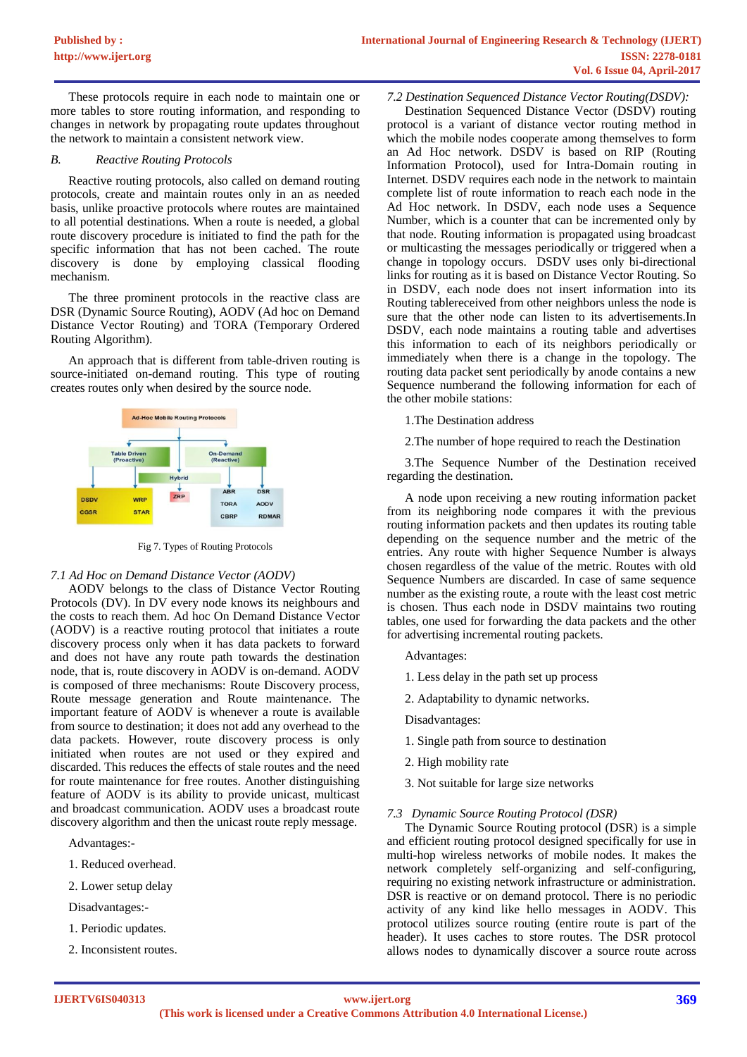These protocols require in each node to maintain one or more tables to store routing information, and responding to changes in network by propagating route updates throughout the network to maintain a consistent network view.

### *B. Reactive Routing Protocols*

Reactive routing protocols, also called on demand routing protocols, create and maintain routes only in an as needed basis, unlike proactive protocols where routes are maintained to all potential destinations. When a route is needed, a global route discovery procedure is initiated to find the path for the specific information that has not been cached. The route discovery is done by employing classical flooding mechanism.

The three prominent protocols in the reactive class are DSR (Dynamic Source Routing), AODV (Ad hoc on Demand Distance Vector Routing) and TORA (Temporary Ordered Routing Algorithm).

An approach that is different from table-driven routing is source-initiated on-demand routing. This type of routing creates routes only when desired by the source node.

Fig 7. Types of Routing Protocols

### *7.1 Ad Hoc on Demand Distance Vector (AODV)*

AODV belongs to the class of Distance Vector Routing Protocols (DV). In DV every node knows its neighbours and the costs to reach them. Ad hoc On Demand Distance Vector (AODV) is a reactive routing protocol that initiates a route discovery process only when it has data packets to forward and does not have any route path towards the destination node, that is, route discovery in AODV is on-demand. AODV is composed of three mechanisms: Route Discovery process, Route message generation and Route maintenance. The important feature of AODV is whenever a route is available from source to destination; it does not add any overhead to the data packets. However, route discovery process is only initiated when routes are not used or they expired and discarded. This reduces the effects of stale routes and the need for route maintenance for free routes. Another distinguishing feature of AODV is its ability to provide unicast, multicast and broadcast communication. AODV uses a broadcast route discovery algorithm and then the unicast route reply message.

Advantages:-

1. Reduced overhead.
2. Lower setup delay

Disadvantages:-

1. Periodic updates.
2. Inconsistent routes.

### *7.2 Destination Sequenced Distance Vector Routing(DSDV):*

Destination Sequenced Distance Vector (DSDV) routing protocol is a variant of distance vector routing method in which the mobile nodes cooperate among themselves to form an Ad Hoc network. DSDV is based on RIP (Routing Information Protocol), used for Intra-Domain routing in Internet. DSDV requires each node in the network to maintain complete list of route information to reach each node in the Ad Hoc network. In DSDV, each node uses a Sequence Number, which is a counter that can be incremented only by that node. Routing information is propagated using broadcast or multicasting the messages periodically or triggered when a change in topology occurs. DSDV uses only bi-directional links for routing as it is based on Distance Vector Routing. So in DSDV, each node does not insert information into its Routing tablereceived from other neighbors unless the node is sure that the other node can listen to its advertisements.In DSDV, each node maintains a routing table and advertises this information to each of its neighbors periodically or immediately when there is a change in the topology. The routing data packet sent periodically by anode contains a new Sequence numberand the following information for each of the other mobile stations:

1.The Destination address

2.The number of hope required to reach the Destination

3.The Sequence Number of the Destination received regarding the destination.

A node upon receiving a new routing information packet from its neighboring node compares it with the previous routing information packets and then updates its routing table depending on the sequence number and the metric of the entries. Any route with higher Sequence Number is always chosen regardless of the value of the metric. Routes with old Sequence Numbers are discarded. In case of same sequence number as the existing route, a route with the least cost metric is chosen. Thus each node in DSDV maintains two routing tables, one used for forwarding the data packets and the other for advertising incremental routing packets.

Advantages:

1. Less delay in the path set up process
2. Adaptability to dynamic networks.

Disadvantages:

1. Single path from source to destination
2. High mobility rate
3. Not suitable for large size networks

### *7.3 Dynamic Source Routing Protocol (DSR)*

The Dynamic Source Routing protocol (DSR) is a simple and efficient routing protocol designed specifically for use in multi-hop wireless networks of mobile nodes. It makes the network completely self-organizing and self-configuring, requiring no existing network infrastructure or administration. DSR is reactive or on demand protocol. There is no periodic activity of any kind like hello messages in AODV. This protocol utilizes source routing (entire route is part of the header). It uses caches to store routes. The DSR protocol allows nodes to dynamically discover a source route across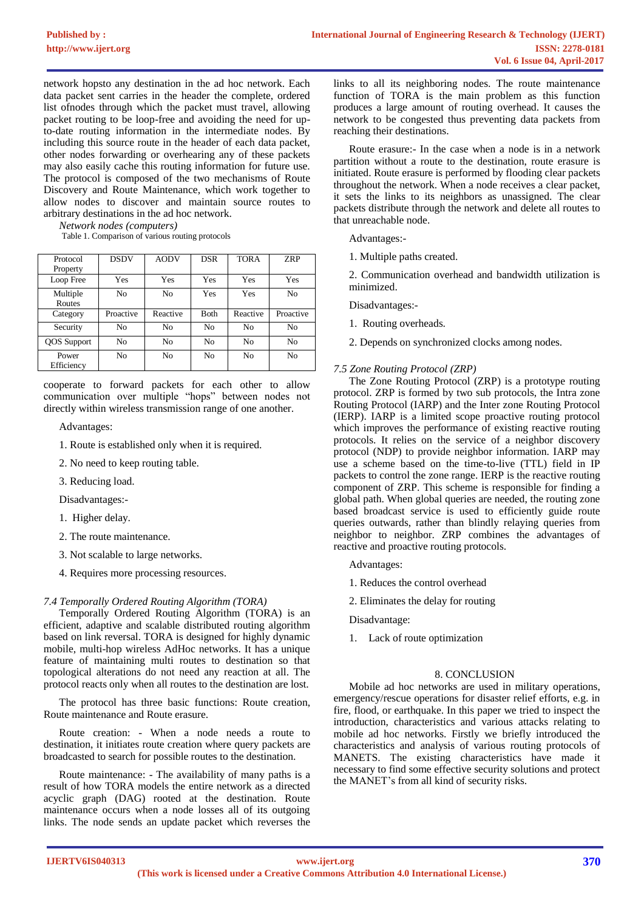network hopsto any destination in the ad hoc network. Each data packet sent carries in the header the complete, ordered list ofnodes through which the packet must travel, allowing packet routing to be loop-free and avoiding the need for up-to-date routing information in the intermediate nodes. By including this source route in the header of each data packet, other nodes forwarding or overhearing any of these packets may also easily cache this routing information for future use. The protocol is composed of the two mechanisms of Route Discovery and Route Maintenance, which work together to allow nodes to discover and maintain source routes to arbitrary destinations in the ad hoc network.

*Network nodes (computers)*

Table 1. Comparison of various routing protocols

| Protocol Property | DSDV | AODV | DSR | TORA | ZRP |
|---|---|---|---|---|---|
| Loop Free | Yes | Yes | Yes | Yes | Yes |
| Multiple Routes | No | No | Yes | Yes | No |
| Category | Proactive | Reactive | Both | Reactive | Proactive |
| Security | No | No | No | No | No |
| QOS Support | No | No | No | No | No |
| Power Efficiency | No | No | No | No | No |

cooperate to forward packets for each other to allow communication over multiple "hops" between nodes not directly within wireless transmission range of one another.

Advantages:

1. Route is established only when it is required.
2. No need to keep routing table.
3. Reducing load.

Disadvantages:-

1. Higher delay.
2. The route maintenance.
3. Not scalable to large networks.
4. Requires more processing resources.

### *7.4 Temporally Ordered Routing Algorithm (TORA)*

Temporally Ordered Routing Algorithm (TORA) is an efficient, adaptive and scalable distributed routing algorithm based on link reversal. TORA is designed for highly dynamic mobile, multi-hop wireless AdHoc networks. It has a unique feature of maintaining multi routes to destination so that topological alterations do not need any reaction at all. The protocol reacts only when all routes to the destination are lost.

The protocol has three basic functions: Route creation, Route maintenance and Route erasure.

Route creation: - When a node needs a route to destination, it initiates route creation where query packets are broadcasted to search for possible routes to the destination.

Route maintenance: - The availability of many paths is a result of how TORA models the entire network as a directed acyclic graph (DAG) rooted at the destination. Route maintenance occurs when a node losses all of its outgoing links. The node sends an update packet which reverses the links to all its neighboring nodes. The route maintenance function of TORA is the main problem as this function produces a large amount of routing overhead. It causes the network to be congested thus preventing data packets from reaching their destinations.

Route erasure:- In the case when a node is in a network partition without a route to the destination, route erasure is initiated. Route erasure is performed by flooding clear packets throughout the network. When a node receives a clear packet, it sets the links to its neighbors as unassigned. The clear packets distribute through the network and delete all routes to that unreachable node.

Advantages:-

1. Multiple paths created.
2. Communication overhead and bandwidth utilization is minimized.

Disadvantages:-

1. Routing overheads.
2. Depends on synchronized clocks among nodes.

### *7.5 Zone Routing Protocol (ZRP)*

The Zone Routing Protocol (ZRP) is a prototype routing protocol. ZRP is formed by two sub protocols, the Intra zone Routing Protocol (IARP) and the Inter zone Routing Protocol (IERP). IARP is a limited scope proactive routing protocol which improves the performance of existing reactive routing protocols. It relies on the service of a neighbor discovery protocol (NDP) to provide neighbor information. IARP may use a scheme based on the time-to-live (TTL) field in IP packets to control the zone range. IERP is the reactive routing component of ZRP. This scheme is responsible for finding a global path. When global queries are needed, the routing zone based broadcast service is used to efficiently guide route queries outwards, rather than blindly relaying queries from neighbor to neighbor. ZRP combines the advantages of reactive and proactive routing protocols.

Advantages:

1. Reduces the control overhead
2. Eliminates the delay for routing

Disadvantage:

1. Lack of route optimization

## 8. CONCLUSION

Mobile ad hoc networks are used in military operations, emergency/rescue operations for disaster relief efforts, e.g. in fire, flood, or earthquake. In this paper we tried to inspect the introduction, characteristics and various attacks relating to mobile ad hoc networks. Firstly we briefly introduced the characteristics and analysis of various routing protocols of MANETS. The existing characteristics have made it necessary to find some effective security solutions and protect the MANET's from all kind of security risks.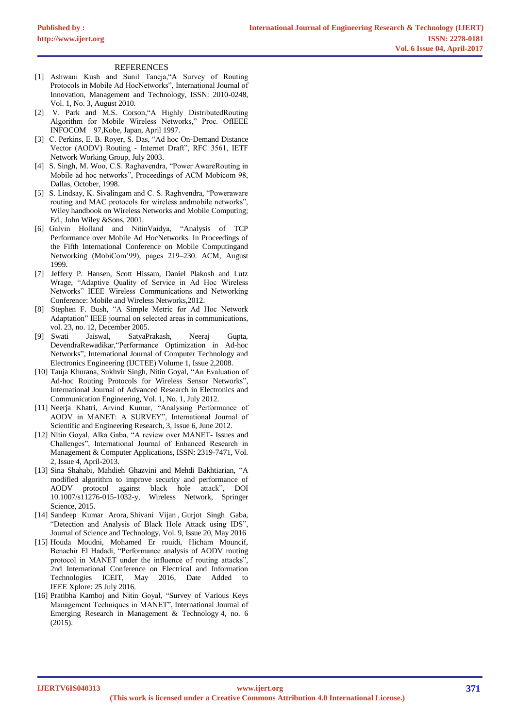## REFERENCES

[1] Ashwani Kush and Sunil Taneja,"A Survey of Routing Protocols in Mobile Ad HocNetworks", International Journal of Innovation, Management and Technology, ISSN: 2010-0248, Vol. 1, No. 3, August 2010.

[2] V. Park and M.S. Corson,"A Highly DistributedRouting Algorithm for Mobile Wireless Networks," Proc. OfIEEE INFOCOM 97,Kobe, Japan, April 1997.

[3] C. Perkins, E. B. Royer, S. Das, "Ad hoc On-Demand Distance Vector (AODV) Routing - Internet Draft", RFC 3561, IETF Network Working Group, July 2003.

[4] S. Singh, M. Woo, C.S. Raghavendra, "Power AwareRouting in Mobile ad hoc networks", Proceedings of ACM Mobicom 98, Dallas, October, 1998.

[5] S. Lindsay, K. Sivalingam and C. S. Raghvendra, "Poweraware routing and MAC protocols for wireless andmobile networks", Wiley handbook on Wireless Networks and Mobile Computing; Ed., John Wiley &Sons, 2001.

[6] Galvin Holland and NitinVaidya, "Analysis of TCP Performance over Mobile Ad HocNetworks. In Proceedings of the Fifth International Conference on Mobile Computingand Networking (MobiCom'99), pages 219–230. ACM, August 1999.

[7] Jeffery P. Hansen, Scott Hissam, Daniel Plakosh and Lutz Wrage, "Adaptive Quality of Service in Ad Hoc Wireless Networks" IEEE Wireless Communications and Networking Conference: Mobile and Wireless Networks,2012.

[8] Stephen F. Bush, "A Simple Metric for Ad Hoc Network Adaptation" IEEE journal on selected areas in communications, vol. 23, no. 12, December 2005.

[9] Swati Jaiswal, SatyaPrakash, Neeraj Gupta, DevendraRewadikar,"Performance Optimization in Ad-hoc Networks", International Journal of Computer Technology and Electronics Engineering (IJCTEE) Volume 1, Issue 2,2008.

[10] Tauja Khurana, Sukhvir Singh, Nitin Goyal, "An Evaluation of Ad-hoc Routing Protocols for Wireless Sensor Networks", International Journal of Advanced Research in Electronics and Communication Engineering, Vol. 1, No. 1, July 2012.

[11] Neerja Khatri, Arvind Kumar, "Analysing Performance of AODV in MANET: A SURVEY", International Journal of Scientific and Engineering Research, 3, Issue 6, June 2012.

[12] Nitin Goyal, Alka Gaba, "A review over MANET- Issues and Challenges", International Journal of Enhanced Research in Management & Computer Applications, ISSN: 2319-7471, Vol. 2, Issue 4, April-2013.

[13] Sina Shahabi, Mahdieh Ghazvini and Mehdi Bakhtiarian, "A modified algorithm to improve security and performance of AODV protocol against black hole attack", DOI 10.1007/s11276-015-1032-y, Wireless Network, Springer Science, 2015.

[14] Sandeep Kumar Arora, Shivani Vijan , Gurjot Singh Gaba, "Detection and Analysis of Black Hole Attack using IDS", Journal of Science and Technology, Vol. 9, Issue 20, May 2016

[15] Houda Moudni, Mohamed Er rouidi, Hicham Mouncif, Benachir El Hadadi, "Performance analysis of AODV routing protocol in MANET under the influence of routing attacks", 2nd International Conference on Electrical and Information Technologies ICEIT, May 2016, Date Added to IEEE Xplore: 25 July 2016.

[16] Pratibha Kamboj and Nitin Goyal, "Survey of Various Keys Management Techniques in MANET", International Journal of Emerging Research in Management & Technology 4, no. 6 (2015).